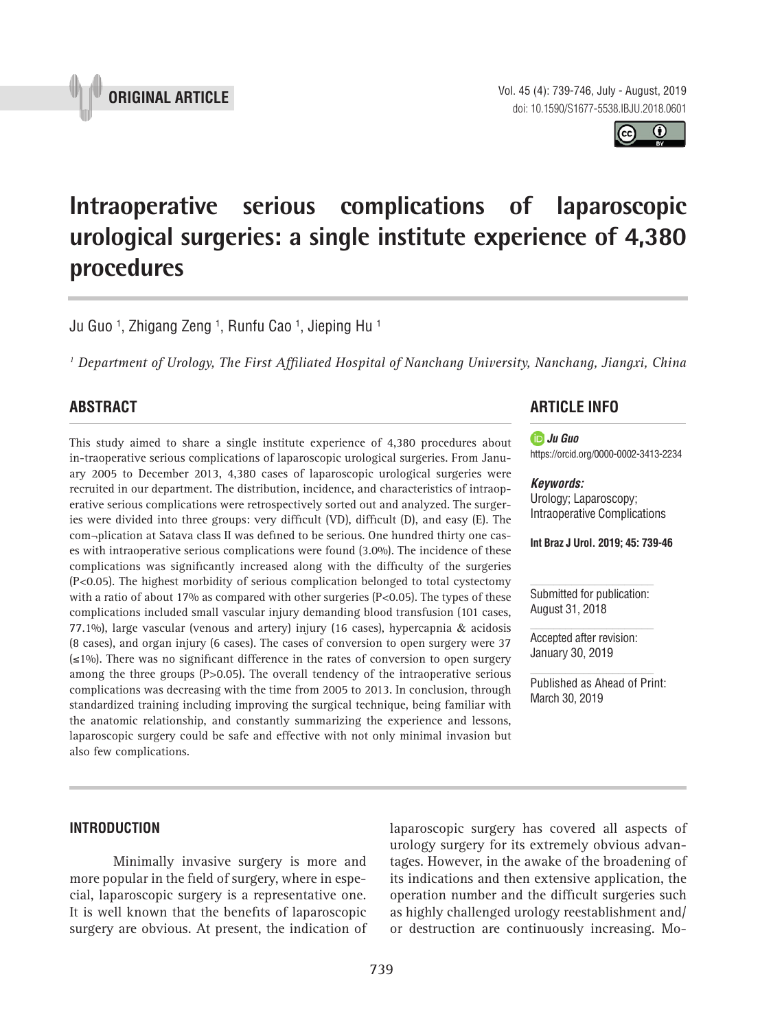**ORIGINAL ARTICLE**

# Intraoperative serious complications of laparoscopic urological surgeries: a single institute experience of 4,380 procedures

Ju Guo [1], Zhigang Zeng [1], Runfu Cao [1], Jieping Hu [1]

*[1] Department of Urology, The First Affiliated Hospital of Nanchang University, Nanchang, Jiangxi, China*

## ABSTRACT

This study aimed to share a single institute experience of 4,380 procedures about in-traoperative serious complications of laparoscopic urological surgeries. From January 2005 to December 2013, 4,380 cases of laparoscopic urological surgeries were recruited in our department. The distribution, incidence, and characteristics of intraoperative serious complications were retrospectively sorted out and analyzed. The surgeries were divided into three groups: very difficult (VD), difficult (D), and easy (E). The com¬plication at Satava class II was defined to be serious. One hundred thirty one cases with intraoperative serious complications were found (3.0%). The incidence of these complications was significantly increased along with the difficulty of the surgeries (P<0.05). The highest morbidity of serious complication belonged to total cystectomy with a ratio of about 17% as compared with other surgeries (P<0.05). The types of these complications included small vascular injury demanding blood transfusion (101 cases, 77.1%), large vascular (venous and artery) injury (16 cases), hypercapnia & acidosis (8 cases), and organ injury (6 cases). The cases of conversion to open surgery were 37 (≤1%). There was no significant difference in the rates of conversion to open surgery among the three groups (P>0.05). The overall tendency of the intraoperative serious complications was decreasing with the time from 2005 to 2013. In conclusion, through standardized training including improving the surgical technique, being familiar with the anatomic relationship, and constantly summarizing the experience and lessons, laparoscopic surgery could be safe and effective with not only minimal invasion but also few complications.

## ARTICLE INFO

***Ju Guo***
https://orcid.org/0000-0002-3413-2234

***Keywords:***
Urology; Laparoscopy; Intraoperative Complications

**Int Braz J Urol. 2019; 45: 739-46**

Submitted for publication:
August 31, 2018

Accepted after revision:
January 30, 2019

Published as Ahead of Print:
March 30, 2019

## INTRODUCTION

Minimally invasive surgery is more and more popular in the field of surgery, where in especial, laparoscopic surgery is a representative one. It is well known that the benefits of laparoscopic surgery are obvious. At present, the indication of laparoscopic surgery has covered all aspects of urology surgery for its extremely obvious advantages. However, in the awake of the broadening of its indications and then extensive application, the operation number and the difficult surgeries such as highly challenged urology reestablishment and/or destruction are continuously increasing. Mo-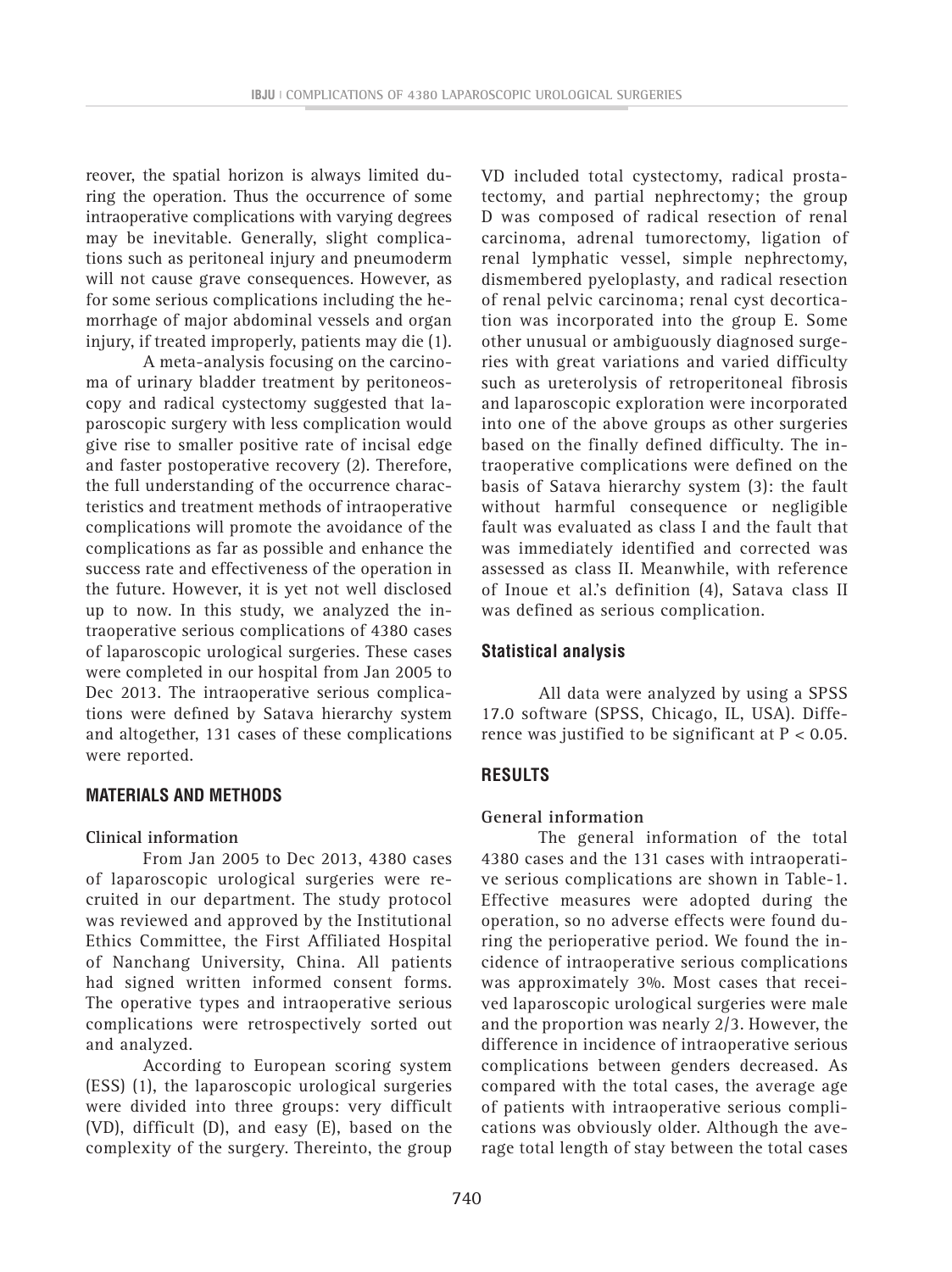reover, the spatial horizon is always limited during the operation. Thus the occurrence of some intraoperative complications with varying degrees may be inevitable. Generally, slight complications such as peritoneal injury and pneumoderm will not cause grave consequences. However, as for some serious complications including the hemorrhage of major abdominal vessels and organ injury, if treated improperly, patients may die (1).

A meta-analysis focusing on the carcinoma of urinary bladder treatment by peritoneoscopy and radical cystectomy suggested that laparoscopic surgery with less complication would give rise to smaller positive rate of incisal edge and faster postoperative recovery (2). Therefore, the full understanding of the occurrence characteristics and treatment methods of intraoperative complications will promote the avoidance of the complications as far as possible and enhance the success rate and effectiveness of the operation in the future. However, it is yet not well disclosed up to now. In this study, we analyzed the intraoperative serious complications of 4380 cases of laparoscopic urological surgeries. These cases were completed in our hospital from Jan 2005 to Dec 2013. The intraoperative serious complications were defined by Satava hierarchy system and altogether, 131 cases of these complications were reported.

## MATERIALS AND METHODS

### Clinical information

From Jan 2005 to Dec 2013, 4380 cases of laparoscopic urological surgeries were recruited in our department. The study protocol was reviewed and approved by the Institutional Ethics Committee, the First Affiliated Hospital of Nanchang University, China. All patients had signed written informed consent forms. The operative types and intraoperative serious complications were retrospectively sorted out and analyzed.

According to European scoring system (ESS) (1), the laparoscopic urological surgeries were divided into three groups: very difficult (VD), difficult (D), and easy (E), based on the complexity of the surgery. Thereinto, the group VD included total cystectomy, radical prostatectomy, and partial nephrectomy; the group D was composed of radical resection of renal carcinoma, adrenal tumorectomy, ligation of renal lymphatic vessel, simple nephrectomy, dismembered pyeloplasty, and radical resection of renal pelvic carcinoma; renal cyst decortication was incorporated into the group E. Some other unusual or ambiguously diagnosed surgeries with great variations and varied difficulty such as ureterolysis of retroperitoneal fibrosis and laparoscopic exploration were incorporated into one of the above groups as other surgeries based on the finally defined difficulty. The intraoperative complications were defined on the basis of Satava hierarchy system (3): the fault without harmful consequence or negligible fault was evaluated as class I and the fault that was immediately identified and corrected was assessed as class II. Meanwhile, with reference of Inoue et al.'s definition (4), Satava class II was defined as serious complication.

### Statistical analysis

All data were analyzed by using a SPSS 17.0 software (SPSS, Chicago, IL, USA). Difference was justified to be significant at $P < 0.05$.

## RESULTS

### General information

The general information of the total 4380 cases and the 131 cases with intraoperative serious complications are shown in Table-1. Effective measures were adopted during the operation, so no adverse effects were found during the perioperative period. We found the incidence of intraoperative serious complications was approximately 3%. Most cases that received laparoscopic urological surgeries were male and the proportion was nearly 2/3. However, the difference in incidence of intraoperative serious complications between genders decreased. As compared with the total cases, the average age of patients with intraoperative serious complications was obviously older. Although the average total length of stay between the total cases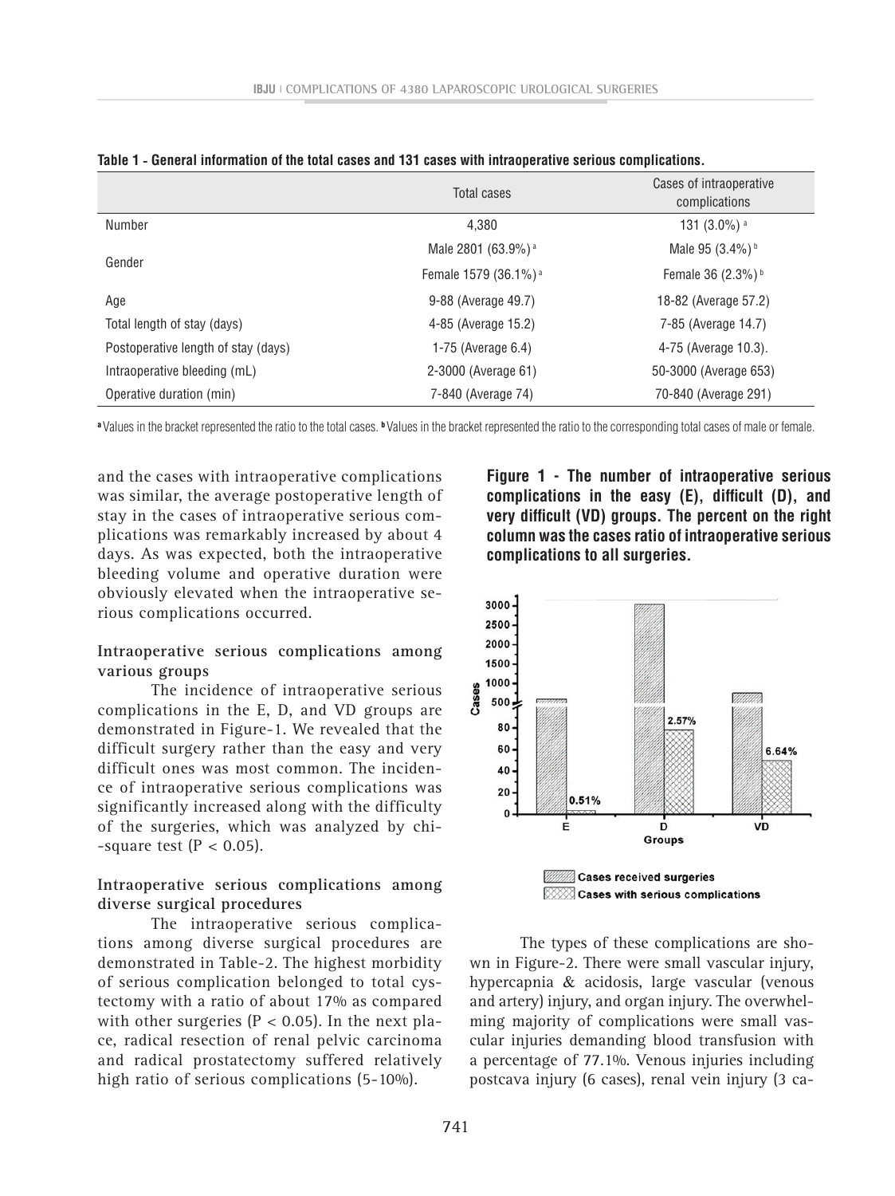**Table 1 - General information of the total cases and 131 cases with intraoperative serious complications.**

| | Total cases | Cases of intraoperative complications |
|---|---|---|
| Number | 4,380 | 131 (3.0%) [a] |
| Gender | Male 2801 (63.9%) [a] | Male 95 (3.4%) [b] |
| | Female 1579 (36.1%) [a] | Female 36 (2.3%) [b] |
| Age | 9-88 (Average 49.7) | 18-82 (Average 57.2) |
| Total length of stay (days) | 4-85 (Average 15.2) | 7-85 (Average 14.7) |
| Postoperative length of stay (days) | 1-75 (Average 6.4) | 4-75 (Average 10.3). |
| Intraoperative bleeding (mL) | 2-3000 (Average 61) | 50-3000 (Average 653) |
| Operative duration (min) | 7-840 (Average 74) | 70-840 (Average 291) |

[a] Values in the bracket represented the ratio to the total cases. [b] Values in the bracket represented the ratio to the corresponding total cases of male or female.

and the cases with intraoperative complications was similar, the average postoperative length of stay in the cases of intraoperative serious complications was remarkably increased by about 4 days. As was expected, both the intraoperative bleeding volume and operative duration were obviously elevated when the intraoperative serious complications occurred.

**Intraoperative serious complications among various groups**

The incidence of intraoperative serious complications in the E, D, and VD groups are demonstrated in Figure-1. We revealed that the difficult surgery rather than the easy and very difficult ones was most common. The incidence of intraoperative serious complications was significantly increased along with the difficulty of the surgeries, which was analyzed by chi-square test ($P < 0.05$).

**Intraoperative serious complications among diverse surgical procedures**

The intraoperative serious complications among diverse surgical procedures are demonstrated in Table-2. The highest morbidity of serious complication belonged to total cystectomy with a ratio of about 17% as compared with other surgeries ($P < 0.05$). In the next place, radical resection of renal pelvic carcinoma and radical prostatectomy suffered relatively high ratio of serious complications (5-10%).

**Figure 1 - The number of intraoperative serious complications in the easy (E), difficult (D), and very difficult (VD) groups. The percent on the right column was the cases ratio of intraoperative serious complications to all surgeries.**

The types of these complications are shown in Figure-2. There were small vascular injury, hypercapnia & acidosis, large vascular (venous and artery) injury, and organ injury. The overwhelming majority of complications were small vascular injuries demanding blood transfusion with a percentage of 77.1%. Venous injuries including postcava injury (6 cases), renal vein injury (3 ca-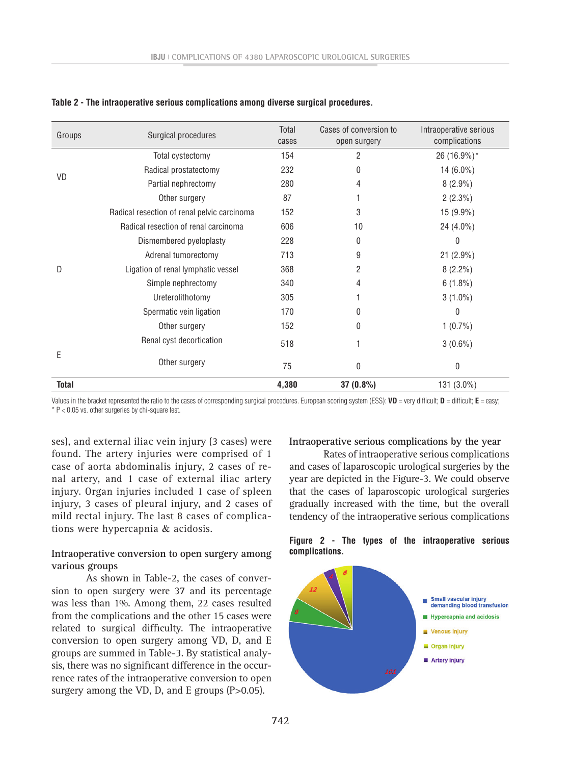**Table 2 - The intraoperative serious complications among diverse surgical procedures.**

| Groups | Surgical procedures | Total cases | Cases of conversion to open surgery | Intraoperative serious complications |
|---|---|---|---|---|
| VD | Total cystectomy | 154 | 2 | 26 (16.9%)* |
| | Radical prostatectomy | 232 | 0 | 14 (6.0%) |
| | Partial nephrectomy | 280 | 4 | 8 (2.9%) |
| | Other surgery | 87 | 1 | 2 (2.3%) |
| D | Radical resection of renal pelvic carcinoma | 152 | 3 | 15 (9.9%) |
| | Radical resection of renal carcinoma | 606 | 10 | 24 (4.0%) |
| | Dismembered pyeloplasty | 228 | 0 | 0 |
| | Adrenal tumorectomy | 713 | 9 | 21 (2.9%) |
| | Ligation of renal lymphatic vessel | 368 | 2 | 8 (2.2%) |
| | Simple nephrectomy | 340 | 4 | 6 (1.8%) |
| | Ureterolithotomy | 305 | 1 | 3 (1.0%) |
| | Spermatic vein ligation | 170 | 0 | 0 |
| | Other surgery | 152 | 0 | 1 (0.7%) |
| E | Renal cyst decortication | 518 | 1 | 3 (0.6%) |
| | Other surgery | 75 | 0 | 0 |
| **Total** | | **4,380** | **37 (0.8%)** | 131 (3.0%) |

Values in the bracket represented the ratio to the cases of corresponding surgical procedures. European scoring system (ESS): **VD** = very difficult; **D** = difficult; **E** = easy;
* $P < 0.05$ vs. other surgeries by chi-square test.

ses), and external iliac vein injury (3 cases) were found. The artery injuries were comprised of 1 case of aorta abdominalis injury, 2 cases of renal artery, and 1 case of external iliac artery injury. Organ injuries included 1 case of spleen injury, 3 cases of pleural injury, and 2 cases of mild rectal injury. The last 8 cases of complications were hypercapnia & acidosis.

### Intraoperative conversion to open surgery among various groups

As shown in Table-2, the cases of conversion to open surgery were 37 and its percentage was less than 1%. Among them, 22 cases resulted from the complications and the other 15 cases were related to surgical difficulty. The intraoperative conversion to open surgery among VD, D, and E groups are summed in Table-3. By statistical analysis, there was no significant difference in the occurrence rates of the intraoperative conversion to open surgery among the VD, D, and E groups (P>0.05).

### Intraoperative serious complications by the year

Rates of intraoperative serious complications and cases of laparoscopic urological surgeries by the year are depicted in the Figure-3. We could observe that the cases of laparoscopic urological surgeries gradually increased with the time, but the overall tendency of the intraoperative serious complications

**Figure 2 - The types of the intraoperative serious complications.**

| Type | Cases |
|---|---|
| Small vascular injury demanding blood transfusion | 101 |
| Hypercapnia and acidosis | 8 |
| Venous injury | 12 |
| Organ injury | 6 |
| Artery injury | 4 |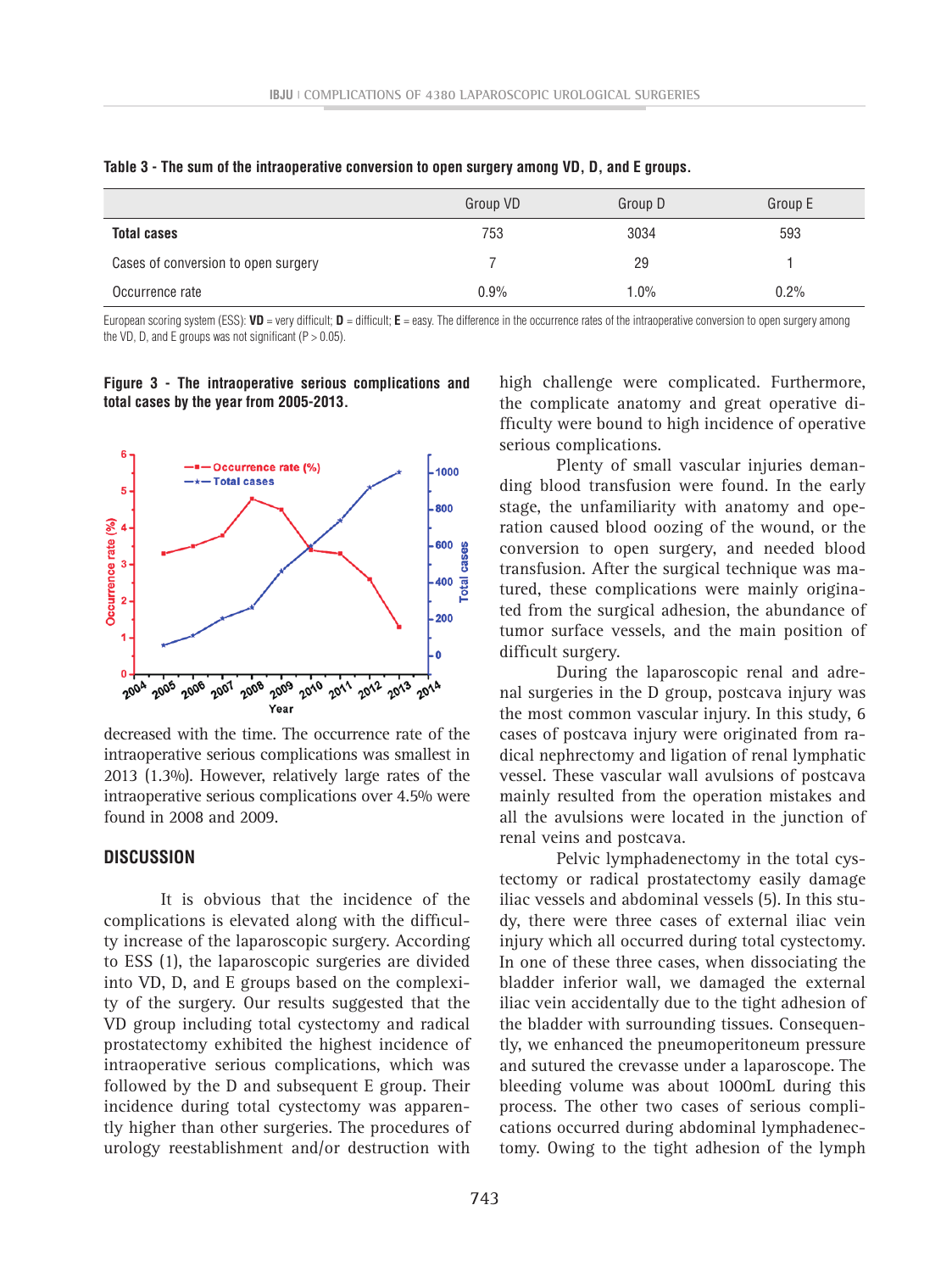**Table 3 - The sum of the intraoperative conversion to open surgery among VD, D, and E groups.**

| | Group VD | Group D | Group E |
|---|---|---|---|
| **Total cases** | 753 | 3034 | 593 |
| Cases of conversion to open surgery | 7 | 29 | 1 |
| Occurrence rate | 0.9% | 1.0% | 0.2% |

European scoring system (ESS): **VD** = very difficult; **D** = difficult; **E** = easy. The difference in the occurrence rates of the intraoperative conversion to open surgery among the VD, D, and E groups was not significant (P > 0.05).

**Figure 3 - The intraoperative serious complications and total cases by the year from 2005-2013.**

decreased with the time. The occurrence rate of the intraoperative serious complications was smallest in 2013 (1.3%). However, relatively large rates of the intraoperative serious complications over 4.5% were found in 2008 and 2009.

## DISCUSSION

It is obvious that the incidence of the complications is elevated along with the difficulty increase of the laparoscopic surgery. According to ESS (1), the laparoscopic surgeries are divided into VD, D, and E groups based on the complexity of the surgery. Our results suggested that the VD group including total cystectomy and radical prostatectomy exhibited the highest incidence of intraoperative serious complications, which was followed by the D and subsequent E group. Their incidence during total cystectomy was apparently higher than other surgeries. The procedures of urology reestablishment and/or destruction with high challenge were complicated. Furthermore, the complicate anatomy and great operative difficulty were bound to high incidence of operative serious complications.

Plenty of small vascular injuries demanding blood transfusion were found. In the early stage, the unfamiliarity with anatomy and operation caused blood oozing of the wound, or the conversion to open surgery, and needed blood transfusion. After the surgical technique was matured, these complications were mainly originated from the surgical adhesion, the abundance of tumor surface vessels, and the main position of difficult surgery.

During the laparoscopic renal and adrenal surgeries in the D group, postcava injury was the most common vascular injury. In this study, 6 cases of postcava injury were originated from radical nephrectomy and ligation of renal lymphatic vessel. These vascular wall avulsions of postcava mainly resulted from the operation mistakes and all the avulsions were located in the junction of renal veins and postcava.

Pelvic lymphadenectomy in the total cystectomy or radical prostatectomy easily damage iliac vessels and abdominal vessels (5). In this study, there were three cases of external iliac vein injury which all occurred during total cystectomy. In one of these three cases, when dissociating the bladder inferior wall, we damaged the external iliac vein accidentally due to the tight adhesion of the bladder with surrounding tissues. Consequently, we enhanced the pneumoperitoneum pressure and sutured the crevasse under a laparoscope. The bleeding volume was about 1000mL during this process. The other two cases of serious complications occurred during abdominal lymphadenectomy. Owing to the tight adhesion of the lymph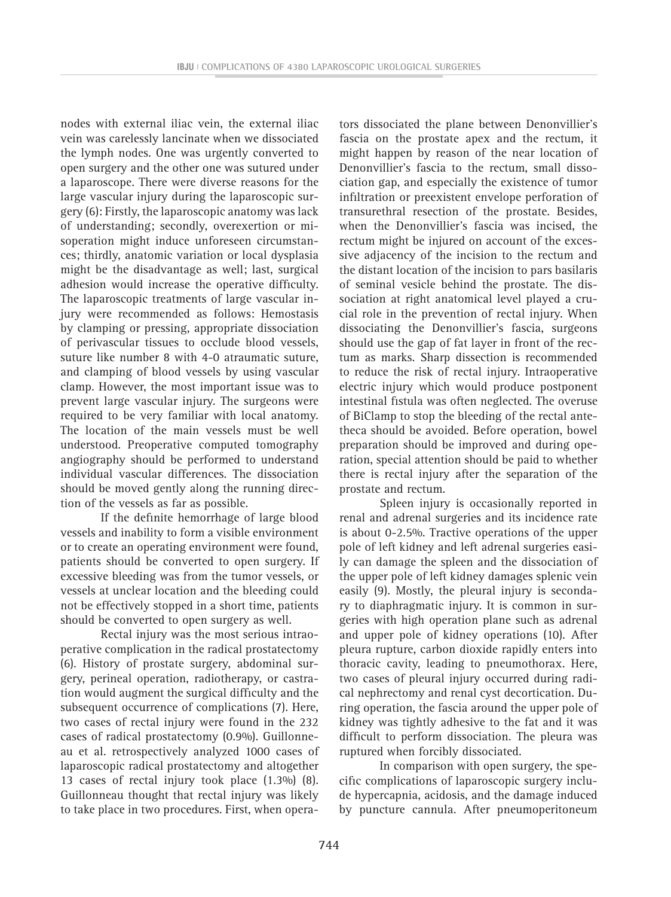nodes with external iliac vein, the external iliac vein was carelessly lancinate when we dissociated the lymph nodes. One was urgently converted to open surgery and the other one was sutured under a laparoscope. There were diverse reasons for the large vascular injury during the laparoscopic surgery (6): Firstly, the laparoscopic anatomy was lack of understanding; secondly, overexertion or misoperation might induce unforeseen circumstances; thirdly, anatomic variation or local dysplasia might be the disadvantage as well; last, surgical adhesion would increase the operative difficulty. The laparoscopic treatments of large vascular injury were recommended as follows: Hemostasis by clamping or pressing, appropriate dissociation of perivascular tissues to occlude blood vessels, suture like number 8 with 4-0 atraumatic suture, and clamping of blood vessels by using vascular clamp. However, the most important issue was to prevent large vascular injury. The surgeons were required to be very familiar with local anatomy. The location of the main vessels must be well understood. Preoperative computed tomography angiography should be performed to understand individual vascular differences. The dissociation should be moved gently along the running direction of the vessels as far as possible.

If the definite hemorrhage of large blood vessels and inability to form a visible environment or to create an operating environment were found, patients should be converted to open surgery. If excessive bleeding was from the tumor vessels, or vessels at unclear location and the bleeding could not be effectively stopped in a short time, patients should be converted to open surgery as well.

Rectal injury was the most serious intraoperative complication in the radical prostatectomy (6). History of prostate surgery, abdominal surgery, perineal operation, radiotherapy, or castration would augment the surgical difficulty and the subsequent occurrence of complications (7). Here, two cases of rectal injury were found in the 232 cases of radical prostatectomy (0.9%). Guillonneau et al. retrospectively analyzed 1000 cases of laparoscopic radical prostatectomy and altogether 13 cases of rectal injury took place (1.3%) (8). Guillonneau thought that rectal injury was likely to take place in two procedures. First, when operators dissociated the plane between Denonvillier's fascia on the prostate apex and the rectum, it might happen by reason of the near location of Denonvillier's fascia to the rectum, small dissociation gap, and especially the existence of tumor infiltration or preexistent envelope perforation of transurethral resection of the prostate. Besides, when the Denonvillier's fascia was incised, the rectum might be injured on account of the excessive adjacency of the incision to the rectum and the distant location of the incision to pars basilaris of seminal vesicle behind the prostate. The dissociation at right anatomical level played a crucial role in the prevention of rectal injury. When dissociating the Denonvillier's fascia, surgeons should use the gap of fat layer in front of the rectum as marks. Sharp dissection is recommended to reduce the risk of rectal injury. Intraoperative electric injury which would produce postponent intestinal fistula was often neglected. The overuse of BiClamp to stop the bleeding of the rectal antetheca should be avoided. Before operation, bowel preparation should be improved and during operation, special attention should be paid to whether there is rectal injury after the separation of the prostate and rectum.

Spleen injury is occasionally reported in renal and adrenal surgeries and its incidence rate is about 0-2.5%. Tractive operations of the upper pole of left kidney and left adrenal surgeries easily can damage the spleen and the dissociation of the upper pole of left kidney damages splenic vein easily (9). Mostly, the pleural injury is secondary to diaphragmatic injury. It is common in surgeries with high operation plane such as adrenal and upper pole of kidney operations (10). After pleura rupture, carbon dioxide rapidly enters into thoracic cavity, leading to pneumothorax. Here, two cases of pleural injury occurred during radical nephrectomy and renal cyst decortication. During operation, the fascia around the upper pole of kidney was tightly adhesive to the fat and it was difficult to perform dissociation. The pleura was ruptured when forcibly dissociated.

In comparison with open surgery, the specific complications of laparoscopic surgery include hypercapnia, acidosis, and the damage induced by puncture cannula. After pneumoperitoneum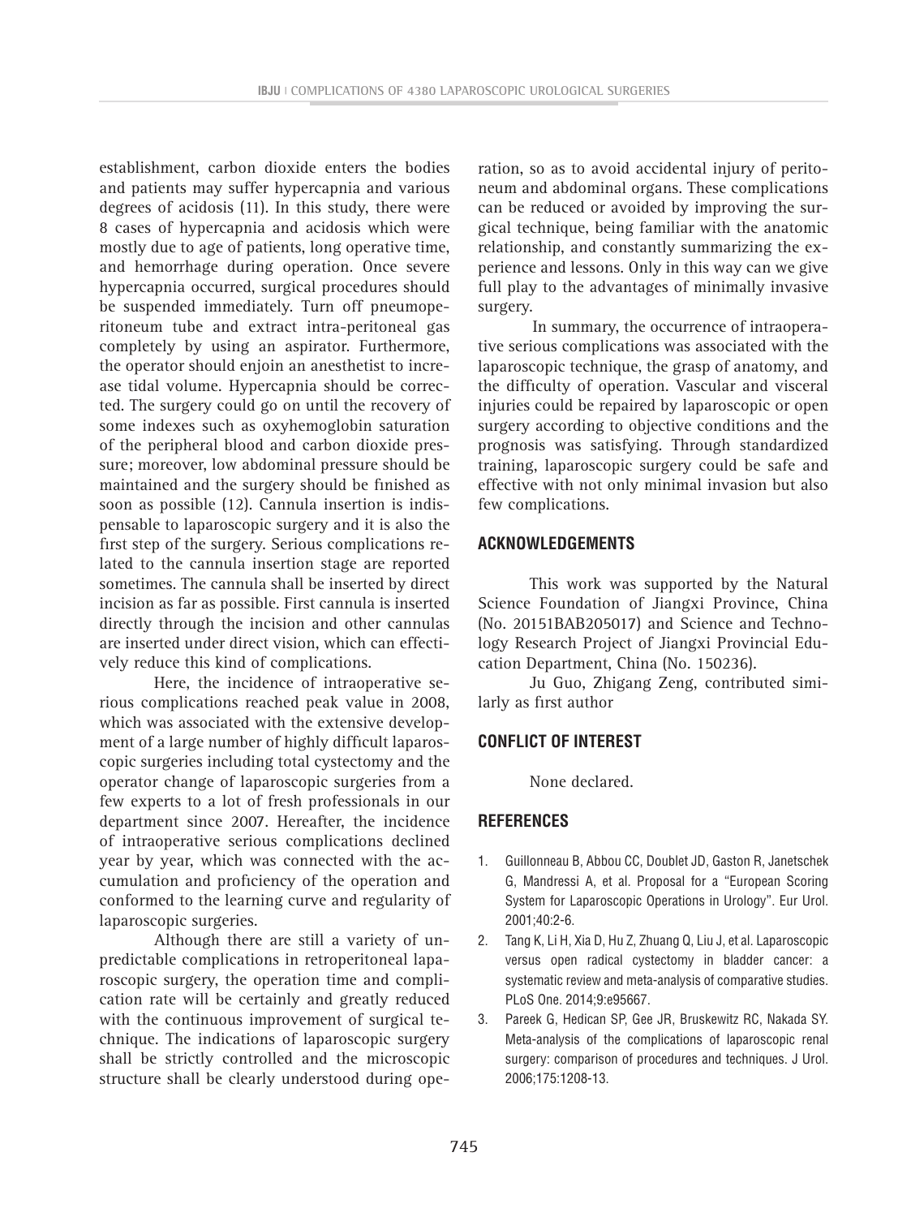establishment, carbon dioxide enters the bodies and patients may suffer hypercapnia and various degrees of acidosis (11). In this study, there were 8 cases of hypercapnia and acidosis which were mostly due to age of patients, long operative time, and hemorrhage during operation. Once severe hypercapnia occurred, surgical procedures should be suspended immediately. Turn off pneumoperitoneum tube and extract intra-peritoneal gas completely by using an aspirator. Furthermore, the operator should enjoin an anesthetist to increase tidal volume. Hypercapnia should be corrected. The surgery could go on until the recovery of some indexes such as oxyhemoglobin saturation of the peripheral blood and carbon dioxide pressure; moreover, low abdominal pressure should be maintained and the surgery should be finished as soon as possible (12). Cannula insertion is indispensable to laparoscopic surgery and it is also the first step of the surgery. Serious complications related to the cannula insertion stage are reported sometimes. The cannula shall be inserted by direct incision as far as possible. First cannula is inserted directly through the incision and other cannulas are inserted under direct vision, which can effectively reduce this kind of complications.

Here, the incidence of intraoperative serious complications reached peak value in 2008, which was associated with the extensive development of a large number of highly difficult laparoscopic surgeries including total cystectomy and the operator change of laparoscopic surgeries from a few experts to a lot of fresh professionals in our department since 2007. Hereafter, the incidence of intraoperative serious complications declined year by year, which was connected with the accumulation and proficiency of the operation and conformed to the learning curve and regularity of laparoscopic surgeries.

Although there are still a variety of unpredictable complications in retroperitoneal laparoscopic surgery, the operation time and complication rate will be certainly and greatly reduced with the continuous improvement of surgical technique. The indications of laparoscopic surgery shall be strictly controlled and the microscopic structure shall be clearly understood during operation, so as to avoid accidental injury of peritoneum and abdominal organs. These complications can be reduced or avoided by improving the surgical technique, being familiar with the anatomic relationship, and constantly summarizing the experience and lessons. Only in this way can we give full play to the advantages of minimally invasive surgery.

In summary, the occurrence of intraoperative serious complications was associated with the laparoscopic technique, the grasp of anatomy, and the difficulty of operation. Vascular and visceral injuries could be repaired by laparoscopic or open surgery according to objective conditions and the prognosis was satisfying. Through standardized training, laparoscopic surgery could be safe and effective with not only minimal invasion but also few complications.

## ACKNOWLEDGEMENTS

This work was supported by the Natural Science Foundation of Jiangxi Province, China (No. 20151BAB205017) and Science and Technology Research Project of Jiangxi Provincial Education Department, China (No. 150236).

Ju Guo, Zhigang Zeng, contributed similarly as first author

## CONFLICT OF INTEREST

None declared.

## REFERENCES

1. Guillonneau B, Abbou CC, Doublet JD, Gaston R, Janetschek G, Mandressi A, et al. Proposal for a "European Scoring System for Laparoscopic Operations in Urology". Eur Urol. 2001;40:2-6.
2. Tang K, Li H, Xia D, Hu Z, Zhuang Q, Liu J, et al. Laparoscopic versus open radical cystectomy in bladder cancer: a systematic review and meta-analysis of comparative studies. PLoS One. 2014;9:e95667.
3. Pareek G, Hedican SP, Gee JR, Bruskewitz RC, Nakada SY. Meta-analysis of the complications of laparoscopic renal surgery: comparison of procedures and techniques. J Urol. 2006;175:1208-13.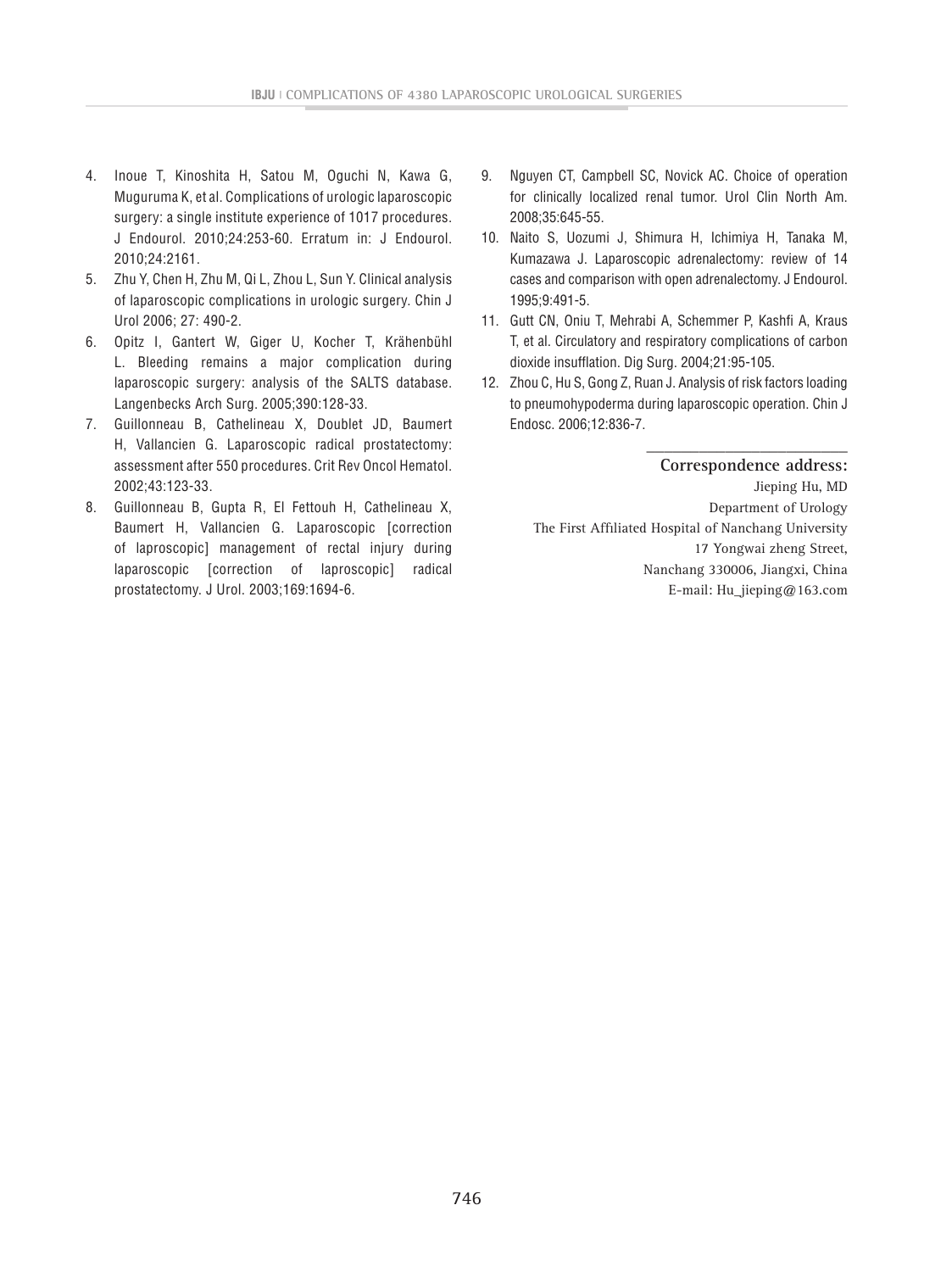4. Inoue T, Kinoshita H, Satou M, Oguchi N, Kawa G, Muguruma K, et al. Complications of urologic laparoscopic surgery: a single institute experience of 1017 procedures. J Endourol. 2010;24:253-60. Erratum in: J Endourol. 2010;24:2161.
5. Zhu Y, Chen H, Zhu M, Qi L, Zhou L, Sun Y. Clinical analysis of laparoscopic complications in urologic surgery. Chin J Urol 2006; 27: 490-2.
6. Opitz I, Gantert W, Giger U, Kocher T, Krähenbühl L. Bleeding remains a major complication during laparoscopic surgery: analysis of the SALTS database. Langenbecks Arch Surg. 2005;390:128-33.
7. Guillonneau B, Cathelineau X, Doublet JD, Baumert H, Vallancien G. Laparoscopic radical prostatectomy: assessment after 550 procedures. Crit Rev Oncol Hematol. 2002;43:123-33.
8. Guillonneau B, Gupta R, El Fettouh H, Cathelineau X, Baumert H, Vallancien G. Laparoscopic [correction of laproscopic] management of rectal injury during laparoscopic [correction of laproscopic] radical prostatectomy. J Urol. 2003;169:1694-6.
9. Nguyen CT, Campbell SC, Novick AC. Choice of operation for clinically localized renal tumor. Urol Clin North Am. 2008;35:645-55.
10. Naito S, Uozumi J, Shimura H, Ichimiya H, Tanaka M, Kumazawa J. Laparoscopic adrenalectomy: review of 14 cases and comparison with open adrenalectomy. J Endourol. 1995;9:491-5.
11. Gutt CN, Oniu T, Mehrabi A, Schemmer P, Kashfi A, Kraus T, et al. Circulatory and respiratory complications of carbon dioxide insufflation. Dig Surg. 2004;21:95-105.
12. Zhou C, Hu S, Gong Z, Ruan J. Analysis of risk factors loading to pneumohypoderma during laparoscopic operation. Chin J Endosc. 2006;12:836-7.

**Correspondence address:**

Jieping Hu, MD
Department of Urology
The First Affiliated Hospital of Nanchang University
17 Yongwai zheng Street,
Nanchang 330006, Jiangxi, China
E-mail: Hu_jieping@163.com